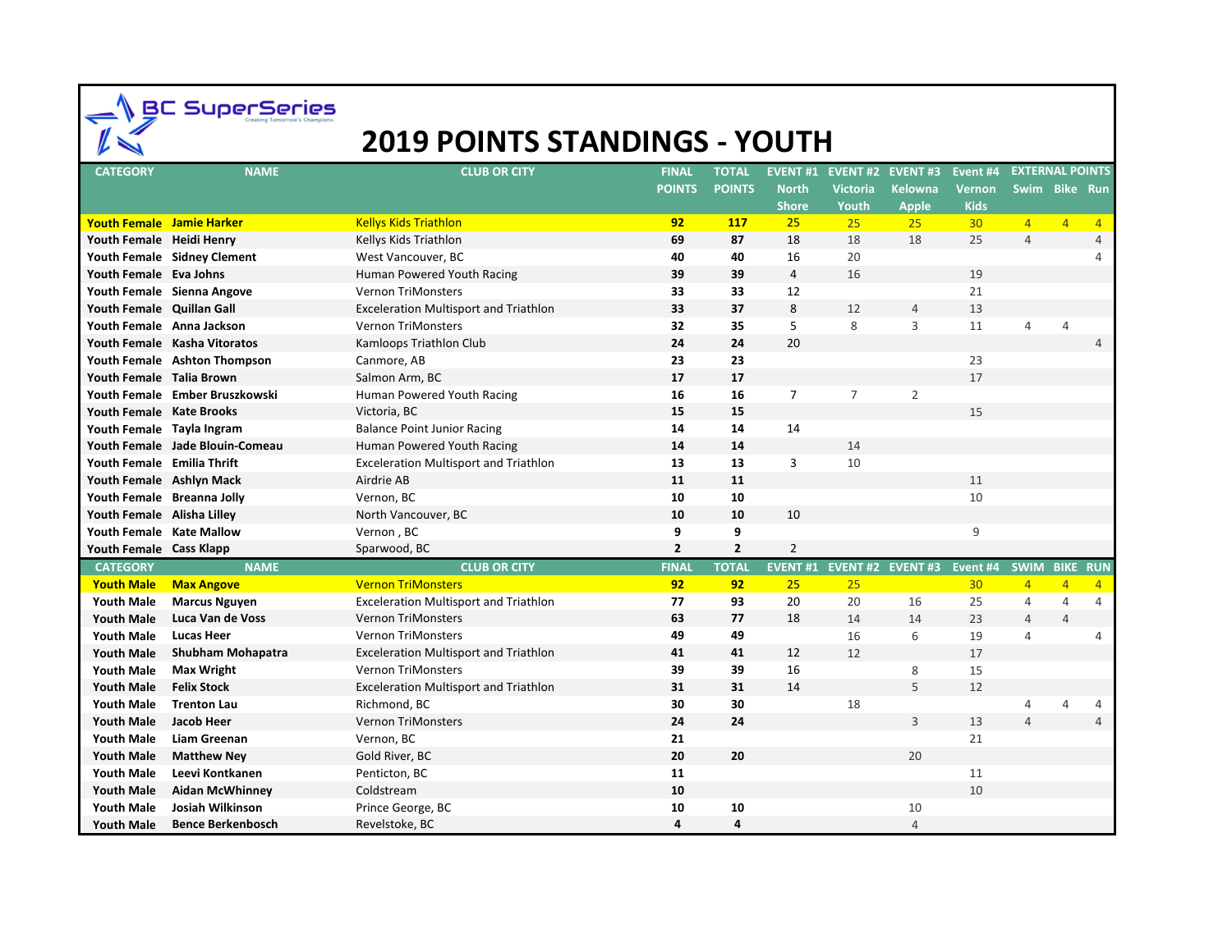# BC SuperSeries

Creating Tomorrow's Champions.

# 2019 POINTS STANDINGS - YOUTH

| CATEGORY | NAME | CLUB OR CITY | FINAL POINTS | TOTAL POINTS | EVENT #1 North Shore | EVENT #2 Victoria Youth | EVENT #3 Kelowna Apple | Event #4 Vernon Kids | EXTERNAL POINTS | | |
|---|---|---|---|---|---|---|---|---|---|---|---|
| | | | | | | | | | Swim | Bike | Run |
| Youth Female | Jamie Harker | Kellys Kids Triathlon | 92 | 117 | 25 | 25 | 25 | 30 | 4 | 4 | 4 |
| Youth Female | Heidi Henry | Kellys Kids Triathlon | 69 | 87 | 18 | 18 | 18 | 25 | 4 | | 4 |
| Youth Female | Sidney Clement | West Vancouver, BC | 40 | 40 | 16 | 20 | | | | | 4 |
| Youth Female | Eva Johns | Human Powered Youth Racing | 39 | 39 | 4 | 16 | | 19 | | | |
| Youth Female | Sienna Angove | Vernon TriMonsters | 33 | 33 | 12 | | | 21 | | | |
| Youth Female | Quillan Gall | Exceleration Multisport and Triathlon | 33 | 37 | 8 | 12 | 4 | 13 | | | |
| Youth Female | Anna Jackson | Vernon TriMonsters | 32 | 35 | 5 | 8 | 3 | 11 | 4 | 4 | |
| Youth Female | Kasha Vitoratos | Kamloops Triathlon Club | 24 | 24 | 20 | | | | | | 4 |
| Youth Female | Ashton Thompson | Canmore, AB | 23 | 23 | | | | 23 | | | |
| Youth Female | Talia Brown | Salmon Arm, BC | 17 | 17 | | | | 17 | | | |
| Youth Female | Ember Bruszkowski | Human Powered Youth Racing | 16 | 16 | 7 | 7 | 2 | | | | |
| Youth Female | Kate Brooks | Victoria, BC | 15 | 15 | | | | 15 | | | |
| Youth Female | Tayla Ingram | Balance Point Junior Racing | 14 | 14 | 14 | | | | | | |
| Youth Female | Jade Blouin-Comeau | Human Powered Youth Racing | 14 | 14 | | 14 | | | | | |
| Youth Female | Emilia Thrift | Exceleration Multisport and Triathlon | 13 | 13 | 3 | 10 | | | | | |
| Youth Female | Ashlyn Mack | Airdrie AB | 11 | 11 | | | | 11 | | | |
| Youth Female | Breanna Jolly | Vernon, BC | 10 | 10 | | | | 10 | | | |
| Youth Female | Alisha Lilley | North Vancouver, BC | 10 | 10 | 10 | | | | | | |
| Youth Female | Kate Mallow | Vernon , BC | 9 | 9 | | | | 9 | | | |
| Youth Female | Cass Klapp | Sparwood, BC | 2 | 2 | 2 | | | | | | |
| **CATEGORY** | **NAME** | **CLUB OR CITY** | **FINAL** | **TOTAL** | **EVENT #1** | **EVENT #2** | **EVENT #3** | **Event #4** | **SWIM** | **BIKE** | **RUN** |
| Youth Male | Max Angove | Vernon TriMonsters | 92 | 92 | 25 | 25 | | 30 | 4 | 4 | 4 |
| Youth Male | Marcus Nguyen | Exceleration Multisport and Triathlon | 77 | 93 | 20 | 20 | 16 | 25 | 4 | 4 | 4 |
| Youth Male | Luca Van de Voss | Vernon TriMonsters | 63 | 77 | 18 | 14 | 14 | 23 | 4 | 4 | |
| Youth Male | Lucas Heer | Vernon TriMonsters | 49 | 49 | | 16 | 6 | 19 | 4 | | 4 |
| Youth Male | Shubham Mohapatra | Exceleration Multisport and Triathlon | 41 | 41 | 12 | 12 | | 17 | | | |
| Youth Male | Max Wright | Vernon TriMonsters | 39 | 39 | 16 | | 8 | 15 | | | |
| Youth Male | Felix Stock | Exceleration Multisport and Triathlon | 31 | 31 | 14 | | 5 | 12 | | | |
| Youth Male | Trenton Lau | Richmond, BC | 30 | 30 | | 18 | | | 4 | 4 | 4 |
| Youth Male | Jacob Heer | Vernon TriMonsters | 24 | 24 | | | 3 | 13 | 4 | | 4 |
| Youth Male | Liam Greenan | Vernon, BC | 21 | | | | | 21 | | | |
| Youth Male | Matthew Ney | Gold River, BC | 20 | 20 | | | 20 | | | | |
| Youth Male | Leevi Kontkanen | Penticton, BC | 11 | | | | | 11 | | | |
| Youth Male | Aidan McWhinney | Coldstream | 10 | | | | | 10 | | | |
| Youth Male | Josiah Wilkinson | Prince George, BC | 10 | 10 | | | 10 | | | | |
| Youth Male | Bence Berkenbosch | Revelstoke, BC | 4 | 4 | | | 4 | | | | |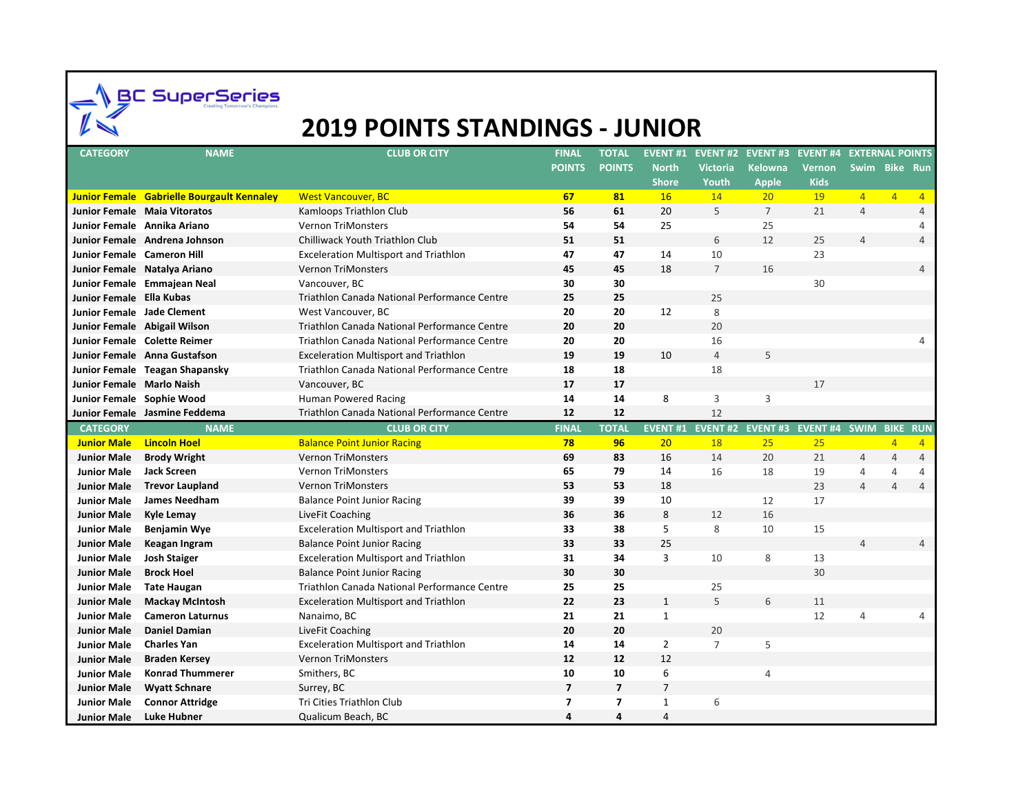BC SuperSeries

Creating Tomorrow's Champions

# 2019 POINTS STANDINGS - JUNIOR

| CATEGORY | NAME | CLUB OR CITY | FINAL POINTS | TOTAL POINTS | EVENT #1 North Shore | EVENT #2 Victoria Youth | EVENT #3 Kelowna Apple | EVENT #4 Vernon Kids | EXTERNAL POINTS Swim | Bike | Run |
|---|---|---|---|---|---|---|---|---|---|---|---|
| Junior Female | Gabrielle Bourgault Kennaley | West Vancouver, BC | 67 | 81 | 16 | 14 | 20 | 19 | 4 | 4 | 4 |
| Junior Female | Maia Vitoratos | Kamloops Triathlon Club | 56 | 61 | 20 | 5 | 7 | 21 | 4 | | 4 |
| Junior Female | Annika Ariano | Vernon TriMonsters | 54 | 54 | 25 | | 25 | | | | 4 |
| Junior Female | Andrena Johnson | Chilliwack Youth Triathlon Club | 51 | 51 | | 6 | 12 | 25 | 4 | | 4 |
| Junior Female | Cameron Hill | Exceleration Multisport and Triathlon | 47 | 47 | 14 | 10 | | 23 | | | |
| Junior Female | Natalya Ariano | Vernon TriMonsters | 45 | 45 | 18 | 7 | 16 | | | | 4 |
| Junior Female | Emmajean Neal | Vancouver, BC | 30 | 30 | | | | 30 | | | |
| Junior Female | Ella Kubas | Triathlon Canada National Performance Centre | 25 | 25 | | 25 | | | | | |
| Junior Female | Jade Clement | West Vancouver, BC | 20 | 20 | 12 | 8 | | | | | |
| Junior Female | Abigail Wilson | Triathlon Canada National Performance Centre | 20 | 20 | | 20 | | | | | |
| Junior Female | Colette Reimer | Triathlon Canada National Performance Centre | 20 | 20 | | 16 | | | | | 4 |
| Junior Female | Anna Gustafson | Exceleration Multisport and Triathlon | 19 | 19 | 10 | 4 | 5 | | | | |
| Junior Female | Teagan Shapansky | Triathlon Canada National Performance Centre | 18 | 18 | | 18 | | | | | |
| Junior Female | Marlo Naish | Vancouver, BC | 17 | 17 | | | | 17 | | | |
| Junior Female | Sophie Wood | Human Powered Racing | 14 | 14 | 8 | 3 | 3 | | | | |
| Junior Female | Jasmine Feddema | Triathlon Canada National Performance Centre | 12 | 12 | | 12 | | | | | |
| **CATEGORY** | **NAME** | **CLUB OR CITY** | **FINAL** | **TOTAL** | **EVENT #1** | **EVENT #2** | **EVENT #3** | **EVENT #4** | **SWIM** | **BIKE** | **RUN** |
| Junior Male | Lincoln Hoel | Balance Point Junior Racing | 78 | 96 | 20 | 18 | 25 | 25 | | 4 | 4 |
| Junior Male | Brody Wright | Vernon TriMonsters | 69 | 83 | 16 | 14 | 20 | 21 | 4 | 4 | 4 |
| Junior Male | Jack Screen | Vernon TriMonsters | 65 | 79 | 14 | 16 | 18 | 19 | 4 | 4 | 4 |
| Junior Male | Trevor Laupland | Vernon TriMonsters | 53 | 53 | 18 | | | 23 | 4 | 4 | 4 |
| Junior Male | James Needham | Balance Point Junior Racing | 39 | 39 | 10 | | 12 | 17 | | | |
| Junior Male | Kyle Lemay | LiveFit Coaching | 36 | 36 | 8 | 12 | 16 | | | | |
| Junior Male | Benjamin Wye | Exceleration Multisport and Triathlon | 33 | 38 | 5 | 8 | 10 | 15 | | | |
| Junior Male | Keagan Ingram | Balance Point Junior Racing | 33 | 33 | 25 | | | | 4 | | 4 |
| Junior Male | Josh Staiger | Exceleration Multisport and Triathlon | 31 | 34 | 3 | 10 | 8 | 13 | | | |
| Junior Male | Brock Hoel | Balance Point Junior Racing | 30 | 30 | | | | 30 | | | |
| Junior Male | Tate Haugan | Triathlon Canada National Performance Centre | 25 | 25 | | 25 | | | | | |
| Junior Male | Mackay McIntosh | Exceleration Multisport and Triathlon | 22 | 23 | 1 | 5 | 6 | 11 | | | |
| Junior Male | Cameron Laturnus | Nanaimo, BC | 21 | 21 | 1 | | | 12 | 4 | | 4 |
| Junior Male | Daniel Damian | LiveFit Coaching | 20 | 20 | | 20 | | | | | |
| Junior Male | Charles Yan | Exceleration Multisport and Triathlon | 14 | 14 | 2 | 7 | 5 | | | | |
| Junior Male | Braden Kersey | Vernon TriMonsters | 12 | 12 | 12 | | | | | | |
| Junior Male | Konrad Thummerer | Smithers, BC | 10 | 10 | 6 | | 4 | | | | |
| Junior Male | Wyatt Schnare | Surrey, BC | 7 | 7 | 7 | | | | | | |
| Junior Male | Connor Attridge | Tri Cities Triathlon Club | 7 | 7 | 1 | 6 | | | | | |
| Junior Male | Luke Hubner | Qualicum Beach, BC | 4 | 4 | 4 | | | | | | |